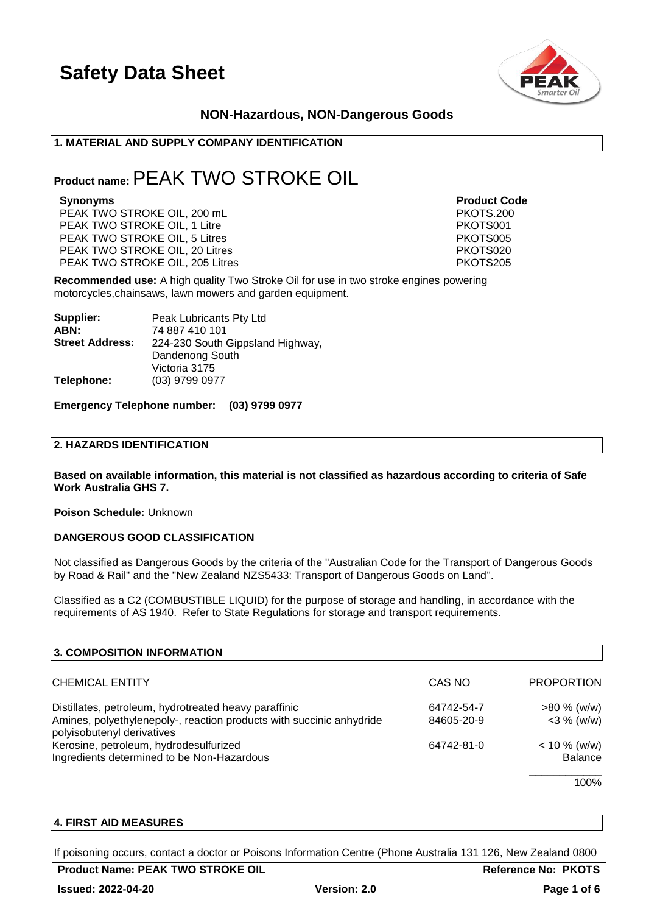# Safety Data Sheet

## NON-Hazardous, NON-Dangerous Goods

### 1. MATERIAL AND SUPPLY COMPANY IDENTIFICATION

**Product name:** PEAK TWO STROKE OIL

| Synonyms | Product Code |
|---|---|
| PEAK TWO STROKE OIL, 200 mL | PKOTS.200 |
| PEAK TWO STROKE OIL, 1 Litre | PKOTS001 |
| PEAK TWO STROKE OIL, 5 Litres | PKOTS005 |
| PEAK TWO STROKE OIL, 20 Litres | PKOTS020 |
| PEAK TWO STROKE OIL, 205 Litres | PKOTS205 |

**Recommended use:** A high quality Two Stroke Oil for use in two stroke engines powering motorcycles,chainsaws, lawn mowers and garden equipment.

**Supplier:** Peak Lubricants Pty Ltd
**ABN:** 74 887 410 101
**Street Address:** 224-230 South Gippsland Highway, Dandenong South Victoria 3175
**Telephone:** (03) 9799 0977

**Emergency Telephone number: (03) 9799 0977**

### 2. HAZARDS IDENTIFICATION

**Based on available information, this material is not classified as hazardous according to criteria of Safe Work Australia GHS 7.**

**Poison Schedule:** Unknown

**DANGEROUS GOOD CLASSIFICATION**

Not classified as Dangerous Goods by the criteria of the "Australian Code for the Transport of Dangerous Goods by Road & Rail" and the "New Zealand NZS5433: Transport of Dangerous Goods on Land".

Classified as a C2 (COMBUSTIBLE LIQUID) for the purpose of storage and handling, in accordance with the requirements of AS 1940. Refer to State Regulations for storage and transport requirements.

### 3. COMPOSITION INFORMATION

| CHEMICAL ENTITY | CAS NO | PROPORTION |
|---|---|---|
| Distillates, petroleum, hydrotreated heavy paraffinic | 64742-54-7 | >80 % (w/w) |
| Amines, polyethylenepoly-, reaction products with succinic anhydride polyisobutenyl derivatives | 84605-20-9 | <3 % (w/w) |
| Kerosine, petroleum, hydrodesulfurized | 64742-81-0 | < 10 % (w/w) |
| Ingredients determined to be Non-Hazardous | | Balance |
| | | 100% |

### 4. FIRST AID MEASURES

If poisoning occurs, contact a doctor or Poisons Information Centre (Phone Australia 131 126, New Zealand 0800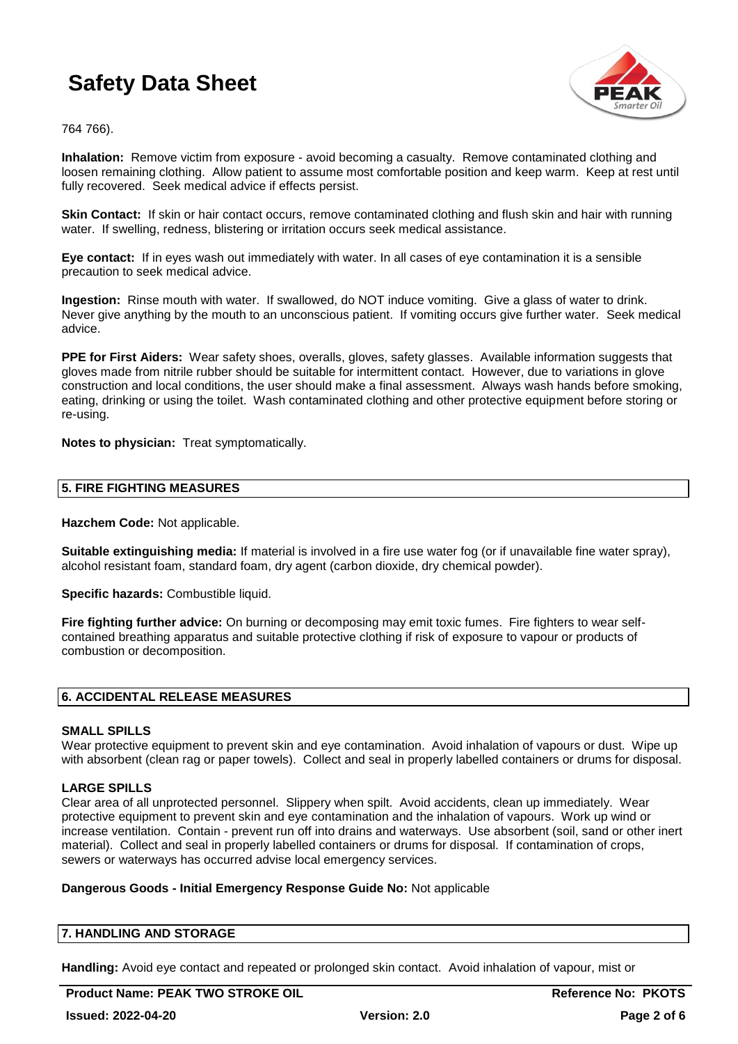764 766).

**Inhalation:** Remove victim from exposure - avoid becoming a casualty. Remove contaminated clothing and loosen remaining clothing. Allow patient to assume most comfortable position and keep warm. Keep at rest until fully recovered. Seek medical advice if effects persist.

**Skin Contact:** If skin or hair contact occurs, remove contaminated clothing and flush skin and hair with running water. If swelling, redness, blistering or irritation occurs seek medical assistance.

**Eye contact:** If in eyes wash out immediately with water. In all cases of eye contamination it is a sensible precaution to seek medical advice.

**Ingestion:** Rinse mouth with water. If swallowed, do NOT induce vomiting. Give a glass of water to drink. Never give anything by the mouth to an unconscious patient. If vomiting occurs give further water. Seek medical advice.

**PPE for First Aiders:** Wear safety shoes, overalls, gloves, safety glasses. Available information suggests that gloves made from nitrile rubber should be suitable for intermittent contact. However, due to variations in glove construction and local conditions, the user should make a final assessment. Always wash hands before smoking, eating, drinking or using the toilet. Wash contaminated clothing and other protective equipment before storing or re-using.

**Notes to physician:** Treat symptomatically.

## 5. FIRE FIGHTING MEASURES

**Hazchem Code:** Not applicable.

**Suitable extinguishing media:** If material is involved in a fire use water fog (or if unavailable fine water spray), alcohol resistant foam, standard foam, dry agent (carbon dioxide, dry chemical powder).

**Specific hazards:** Combustible liquid.

**Fire fighting further advice:** On burning or decomposing may emit toxic fumes. Fire fighters to wear self-contained breathing apparatus and suitable protective clothing if risk of exposure to vapour or products of combustion or decomposition.

## 6. ACCIDENTAL RELEASE MEASURES

### SMALL SPILLS

Wear protective equipment to prevent skin and eye contamination. Avoid inhalation of vapours or dust. Wipe up with absorbent (clean rag or paper towels). Collect and seal in properly labelled containers or drums for disposal.

### LARGE SPILLS

Clear area of all unprotected personnel. Slippery when spilt. Avoid accidents, clean up immediately. Wear protective equipment to prevent skin and eye contamination and the inhalation of vapours. Work up wind or increase ventilation. Contain - prevent run off into drains and waterways. Use absorbent (soil, sand or other inert material). Collect and seal in properly labelled containers or drums for disposal. If contamination of crops, sewers or waterways has occurred advise local emergency services.

**Dangerous Goods - Initial Emergency Response Guide No:** Not applicable

## 7. HANDLING AND STORAGE

**Handling:** Avoid eye contact and repeated or prolonged skin contact. Avoid inhalation of vapour, mist or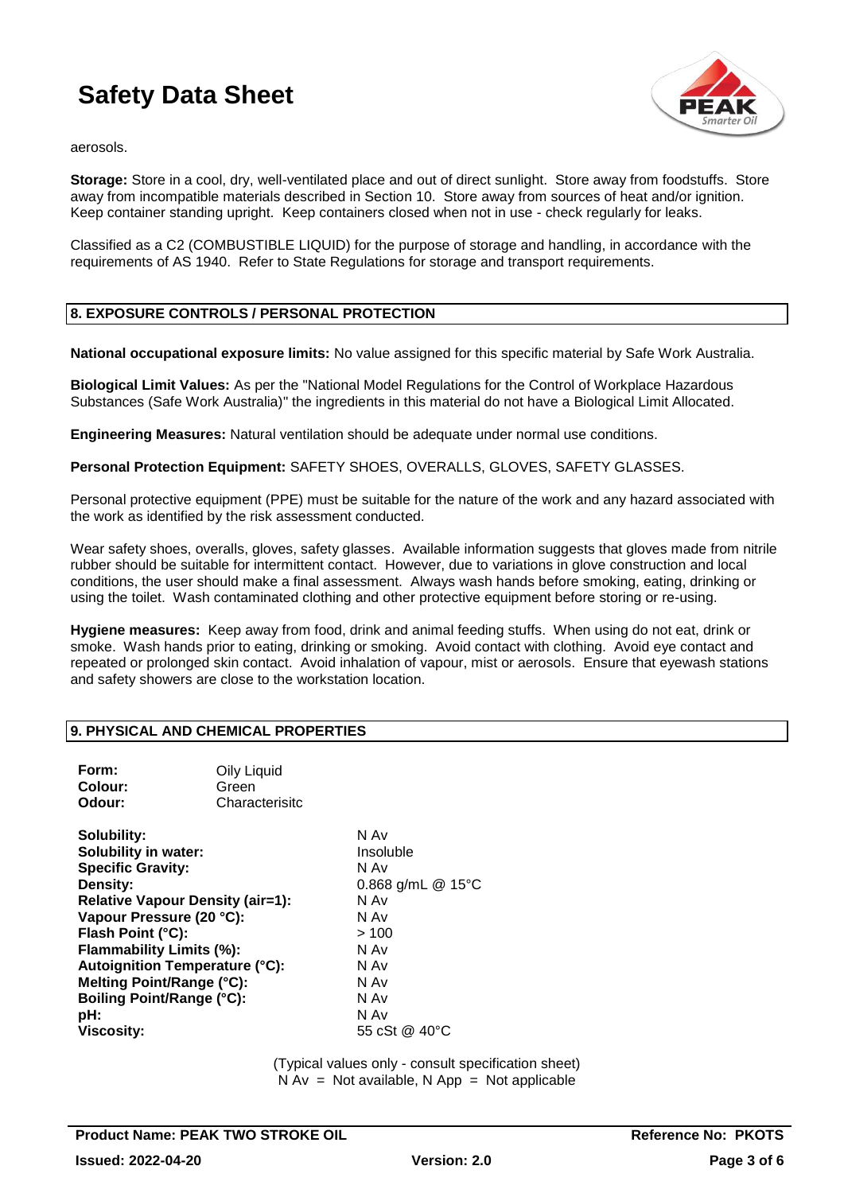aerosols.

**Storage:** Store in a cool, dry, well-ventilated place and out of direct sunlight. Store away from foodstuffs. Store away from incompatible materials described in Section 10. Store away from sources of heat and/or ignition. Keep container standing upright. Keep containers closed when not in use - check regularly for leaks.

Classified as a C2 (COMBUSTIBLE LIQUID) for the purpose of storage and handling, in accordance with the requirements of AS 1940. Refer to State Regulations for storage and transport requirements.

## 8. EXPOSURE CONTROLS / PERSONAL PROTECTION

**National occupational exposure limits:** No value assigned for this specific material by Safe Work Australia.

**Biological Limit Values:** As per the "National Model Regulations for the Control of Workplace Hazardous Substances (Safe Work Australia)" the ingredients in this material do not have a Biological Limit Allocated.

**Engineering Measures:** Natural ventilation should be adequate under normal use conditions.

**Personal Protection Equipment:** SAFETY SHOES, OVERALLS, GLOVES, SAFETY GLASSES.

Personal protective equipment (PPE) must be suitable for the nature of the work and any hazard associated with the work as identified by the risk assessment conducted.

Wear safety shoes, overalls, gloves, safety glasses. Available information suggests that gloves made from nitrile rubber should be suitable for intermittent contact. However, due to variations in glove construction and local conditions, the user should make a final assessment. Always wash hands before smoking, eating, drinking or using the toilet. Wash contaminated clothing and other protective equipment before storing or re-using.

**Hygiene measures:** Keep away from food, drink and animal feeding stuffs. When using do not eat, drink or smoke. Wash hands prior to eating, drinking or smoking. Avoid contact with clothing. Avoid eye contact and repeated or prolonged skin contact. Avoid inhalation of vapour, mist or aerosols. Ensure that eyewash stations and safety showers are close to the workstation location.

## 9. PHYSICAL AND CHEMICAL PROPERTIES

| | |
|---|---|
| **Form:** | Oily Liquid |
| **Colour:** | Green |
| **Odour:** | Characterisitc |

| | |
|---|---|
| **Solubility:** | N Av |
| **Solubility in water:** | Insoluble |
| **Specific Gravity:** | N Av |
| **Density:** | 0.868 g/mL @ 15°C |
| **Relative Vapour Density (air=1):** | N Av |
| **Vapour Pressure (20 °C):** | N Av |
| **Flash Point (°C):** | > 100 |
| **Flammability Limits (%):** | N Av |
| **Autoignition Temperature (°C):** | N Av |
| **Melting Point/Range (°C):** | N Av |
| **Boiling Point/Range (°C):** | N Av |
| **pH:** | N Av |
| **Viscosity:** | 55 cSt @ 40°C |

(Typical values only - consult specification sheet)
N Av = Not available, N App = Not applicable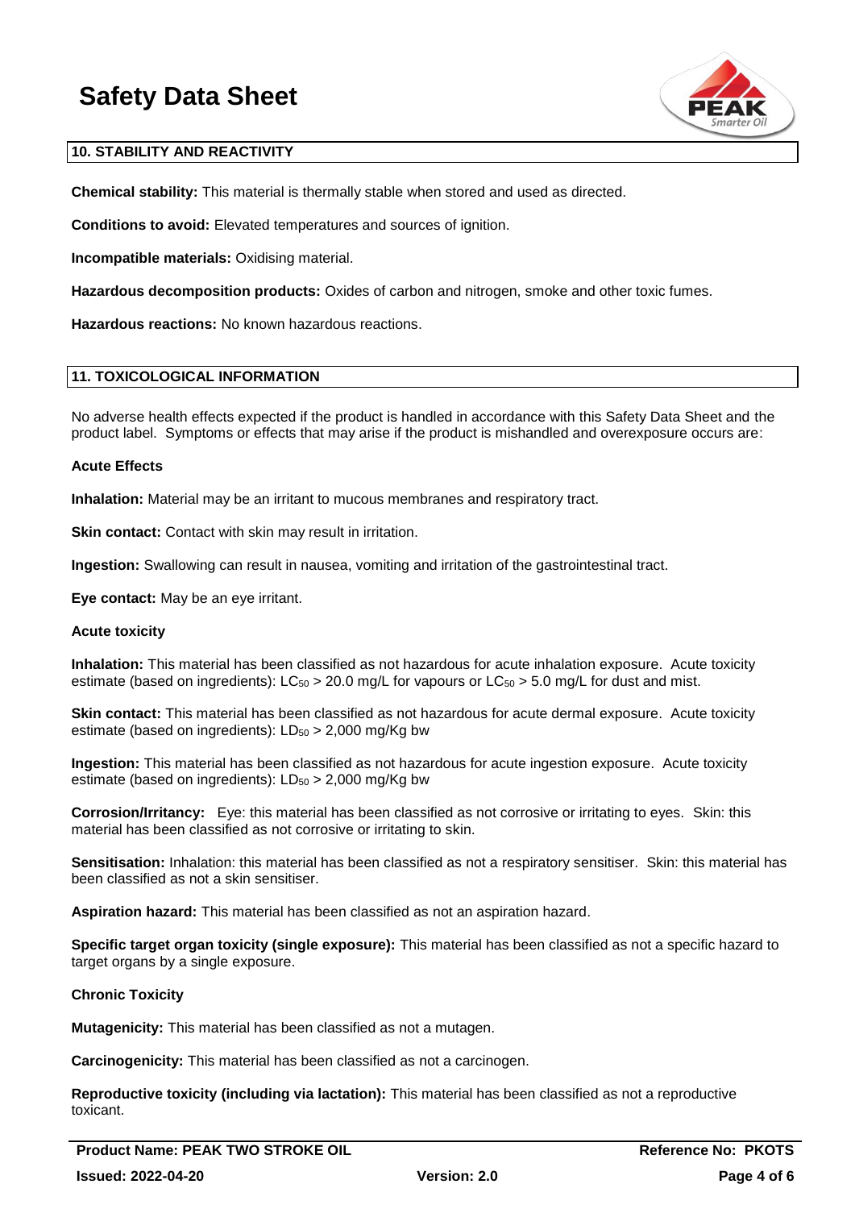## 10. STABILITY AND REACTIVITY

**Chemical stability:** This material is thermally stable when stored and used as directed.

**Conditions to avoid:** Elevated temperatures and sources of ignition.

**Incompatible materials:** Oxidising material.

**Hazardous decomposition products:** Oxides of carbon and nitrogen, smoke and other toxic fumes.

**Hazardous reactions:** No known hazardous reactions.

## 11. TOXICOLOGICAL INFORMATION

No adverse health effects expected if the product is handled in accordance with this Safety Data Sheet and the product label. Symptoms or effects that may arise if the product is mishandled and overexposure occurs are:

### Acute Effects

**Inhalation:** Material may be an irritant to mucous membranes and respiratory tract.

**Skin contact:** Contact with skin may result in irritation.

**Ingestion:** Swallowing can result in nausea, vomiting and irritation of the gastrointestinal tract.

**Eye contact:** May be an eye irritant.

### Acute toxicity

**Inhalation:** This material has been classified as not hazardous for acute inhalation exposure. Acute toxicity estimate (based on ingredients): $LC_{50}$ > 20.0 mg/L for vapours or $LC_{50}$ > 5.0 mg/L for dust and mist.

**Skin contact:** This material has been classified as not hazardous for acute dermal exposure. Acute toxicity estimate (based on ingredients): $LD_{50}$ > 2,000 mg/Kg bw

**Ingestion:** This material has been classified as not hazardous for acute ingestion exposure. Acute toxicity estimate (based on ingredients): $LD_{50}$ > 2,000 mg/Kg bw

**Corrosion/Irritancy:** Eye: this material has been classified as not corrosive or irritating to eyes. Skin: this material has been classified as not corrosive or irritating to skin.

**Sensitisation:** Inhalation: this material has been classified as not a respiratory sensitiser. Skin: this material has been classified as not a skin sensitiser.

**Aspiration hazard:** This material has been classified as not an aspiration hazard.

**Specific target organ toxicity (single exposure):** This material has been classified as not a specific hazard to target organs by a single exposure.

### Chronic Toxicity

**Mutagenicity:** This material has been classified as not a mutagen.

**Carcinogenicity:** This material has been classified as not a carcinogen.

**Reproductive toxicity (including via lactation):** This material has been classified as not a reproductive toxicant.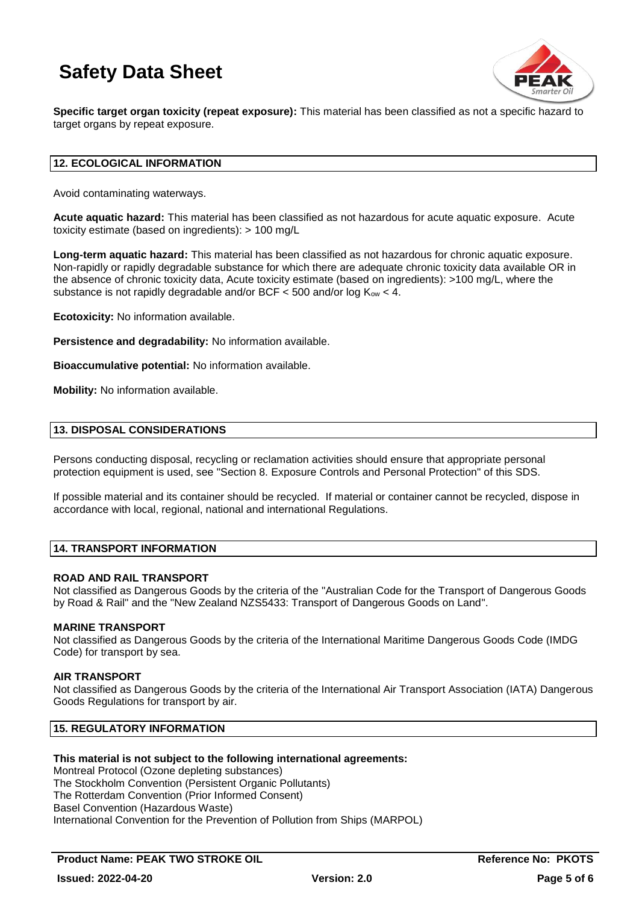**Specific target organ toxicity (repeat exposure):** This material has been classified as not a specific hazard to target organs by repeat exposure.

## 12. ECOLOGICAL INFORMATION

Avoid contaminating waterways.

**Acute aquatic hazard:** This material has been classified as not hazardous for acute aquatic exposure. Acute toxicity estimate (based on ingredients): > 100 mg/L

**Long-term aquatic hazard:** This material has been classified as not hazardous for chronic aquatic exposure. Non-rapidly or rapidly degradable substance for which there are adequate chronic toxicity data available OR in the absence of chronic toxicity data, Acute toxicity estimate (based on ingredients): >100 mg/L, where the substance is not rapidly degradable and/or BCF < 500 and/or log $K_{ow}$ < 4.

**Ecotoxicity:** No information available.

**Persistence and degradability:** No information available.

**Bioaccumulative potential:** No information available.

**Mobility:** No information available.

## 13. DISPOSAL CONSIDERATIONS

Persons conducting disposal, recycling or reclamation activities should ensure that appropriate personal protection equipment is used, see "Section 8. Exposure Controls and Personal Protection" of this SDS.

If possible material and its container should be recycled. If material or container cannot be recycled, dispose in accordance with local, regional, national and international Regulations.

## 14. TRANSPORT INFORMATION

### ROAD AND RAIL TRANSPORT

Not classified as Dangerous Goods by the criteria of the "Australian Code for the Transport of Dangerous Goods by Road & Rail" and the "New Zealand NZS5433: Transport of Dangerous Goods on Land".

### MARINE TRANSPORT

Not classified as Dangerous Goods by the criteria of the International Maritime Dangerous Goods Code (IMDG Code) for transport by sea.

### AIR TRANSPORT

Not classified as Dangerous Goods by the criteria of the International Air Transport Association (IATA) Dangerous Goods Regulations for transport by air.

## 15. REGULATORY INFORMATION

**This material is not subject to the following international agreements:**

Montreal Protocol (Ozone depleting substances)
The Stockholm Convention (Persistent Organic Pollutants)
The Rotterdam Convention (Prior Informed Consent)
Basel Convention (Hazardous Waste)
International Convention for the Prevention of Pollution from Ships (MARPOL)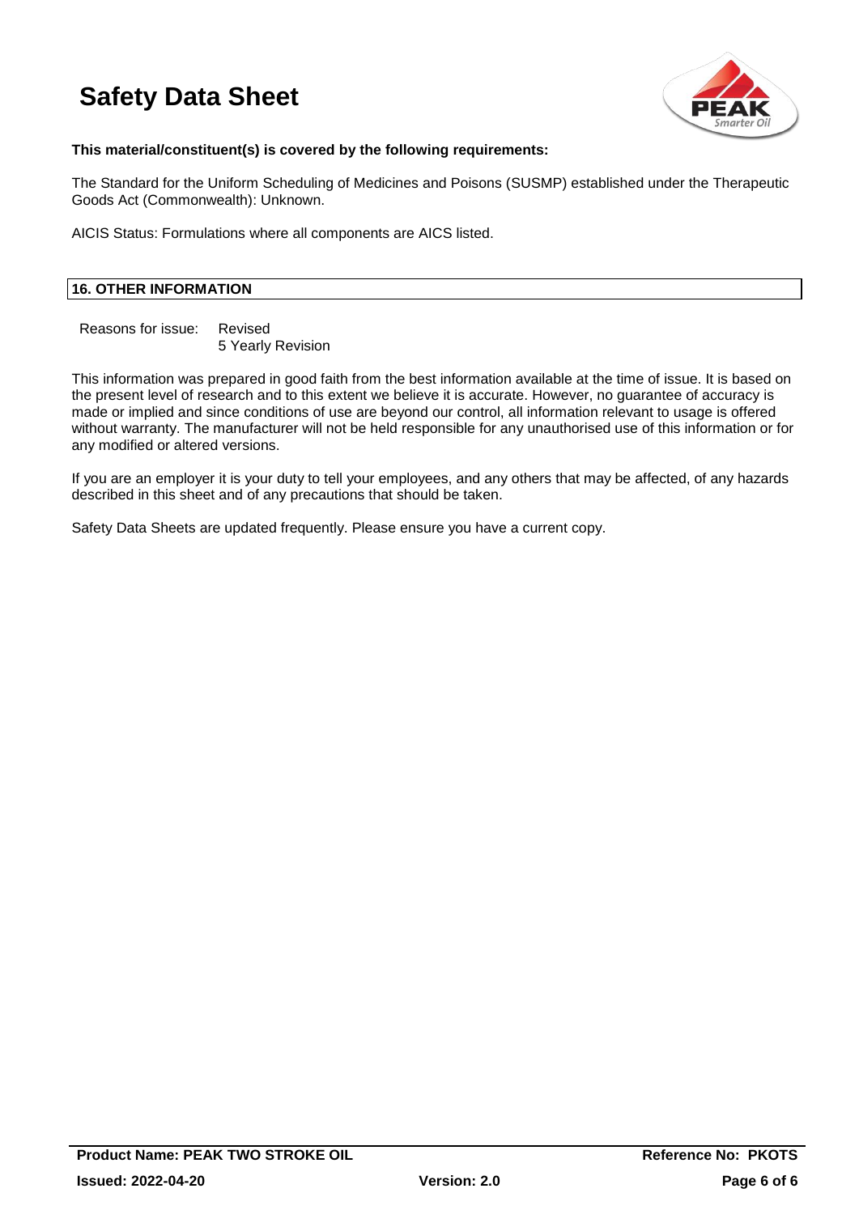**This material/constituent(s) is covered by the following requirements:**

The Standard for the Uniform Scheduling of Medicines and Poisons (SUSMP) established under the Therapeutic Goods Act (Commonwealth): Unknown.

AICIS Status: Formulations where all components are AICS listed.

## 16. OTHER INFORMATION

Reasons for issue: Revised
5 Yearly Revision

This information was prepared in good faith from the best information available at the time of issue. It is based on the present level of research and to this extent we believe it is accurate. However, no guarantee of accuracy is made or implied and since conditions of use are beyond our control, all information relevant to usage is offered without warranty. The manufacturer will not be held responsible for any unauthorised use of this information or for any modified or altered versions.

If you are an employer it is your duty to tell your employees, and any others that may be affected, of any hazards described in this sheet and of any precautions that should be taken.

Safety Data Sheets are updated frequently. Please ensure you have a current copy.